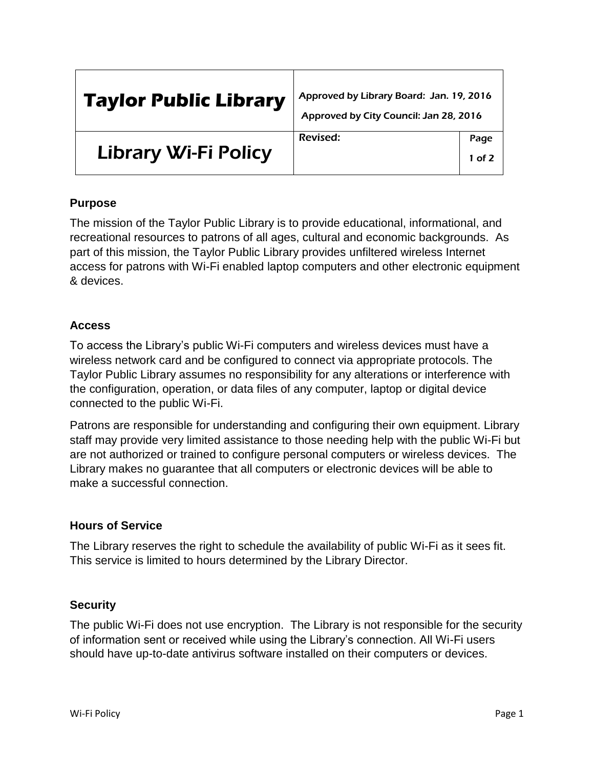| Taylor Public Library | Approved by Library Board: Jan. 19, 2016<br>Approved by City Council: Jan 28, 2016 | |
|---|---|---|
| Library Wi-Fi Policy | Revised: | Page<br>1 of 2 |

## Purpose

The mission of the Taylor Public Library is to provide educational, informational, and recreational resources to patrons of all ages, cultural and economic backgrounds. As part of this mission, the Taylor Public Library provides unfiltered wireless Internet access for patrons with Wi-Fi enabled laptop computers and other electronic equipment & devices.

## Access

To access the Library's public Wi-Fi computers and wireless devices must have a wireless network card and be configured to connect via appropriate protocols. The Taylor Public Library assumes no responsibility for any alterations or interference with the configuration, operation, or data files of any computer, laptop or digital device connected to the public Wi-Fi.

Patrons are responsible for understanding and configuring their own equipment. Library staff may provide very limited assistance to those needing help with the public Wi-Fi but are not authorized or trained to configure personal computers or wireless devices. The Library makes no guarantee that all computers or electronic devices will be able to make a successful connection.

## Hours of Service

The Library reserves the right to schedule the availability of public Wi-Fi as it sees fit. This service is limited to hours determined by the Library Director.

## Security

The public Wi-Fi does not use encryption. The Library is not responsible for the security of information sent or received while using the Library's connection. All Wi-Fi users should have up-to-date antivirus software installed on their computers or devices.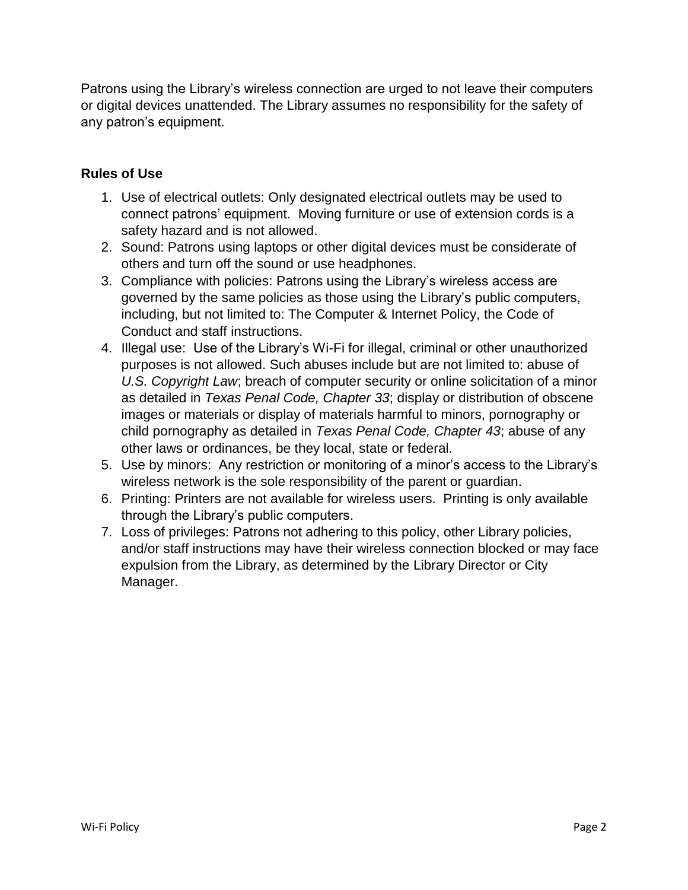Patrons using the Library's wireless connection are urged to not leave their computers or digital devices unattended. The Library assumes no responsibility for the safety of any patron's equipment.

### Rules of Use

1. Use of electrical outlets: Only designated electrical outlets may be used to connect patrons' equipment. Moving furniture or use of extension cords is a safety hazard and is not allowed.
2. Sound: Patrons using laptops or other digital devices must be considerate of others and turn off the sound or use headphones.
3. Compliance with policies: Patrons using the Library's wireless access are governed by the same policies as those using the Library's public computers, including, but not limited to: The Computer & Internet Policy, the Code of Conduct and staff instructions.
4. Illegal use: Use of the Library's Wi-Fi for illegal, criminal or other unauthorized purposes is not allowed. Such abuses include but are not limited to: abuse of *U.S. Copyright Law*; breach of computer security or online solicitation of a minor as detailed in *Texas Penal Code, Chapter 33*; display or distribution of obscene images or materials or display of materials harmful to minors, pornography or child pornography as detailed in *Texas Penal Code, Chapter 43*; abuse of any other laws or ordinances, be they local, state or federal.
5. Use by minors: Any restriction or monitoring of a minor's access to the Library's wireless network is the sole responsibility of the parent or guardian.
6. Printing: Printers are not available for wireless users. Printing is only available through the Library's public computers.
7. Loss of privileges: Patrons not adhering to this policy, other Library policies, and/or staff instructions may have their wireless connection blocked or may face expulsion from the Library, as determined by the Library Director or City Manager.